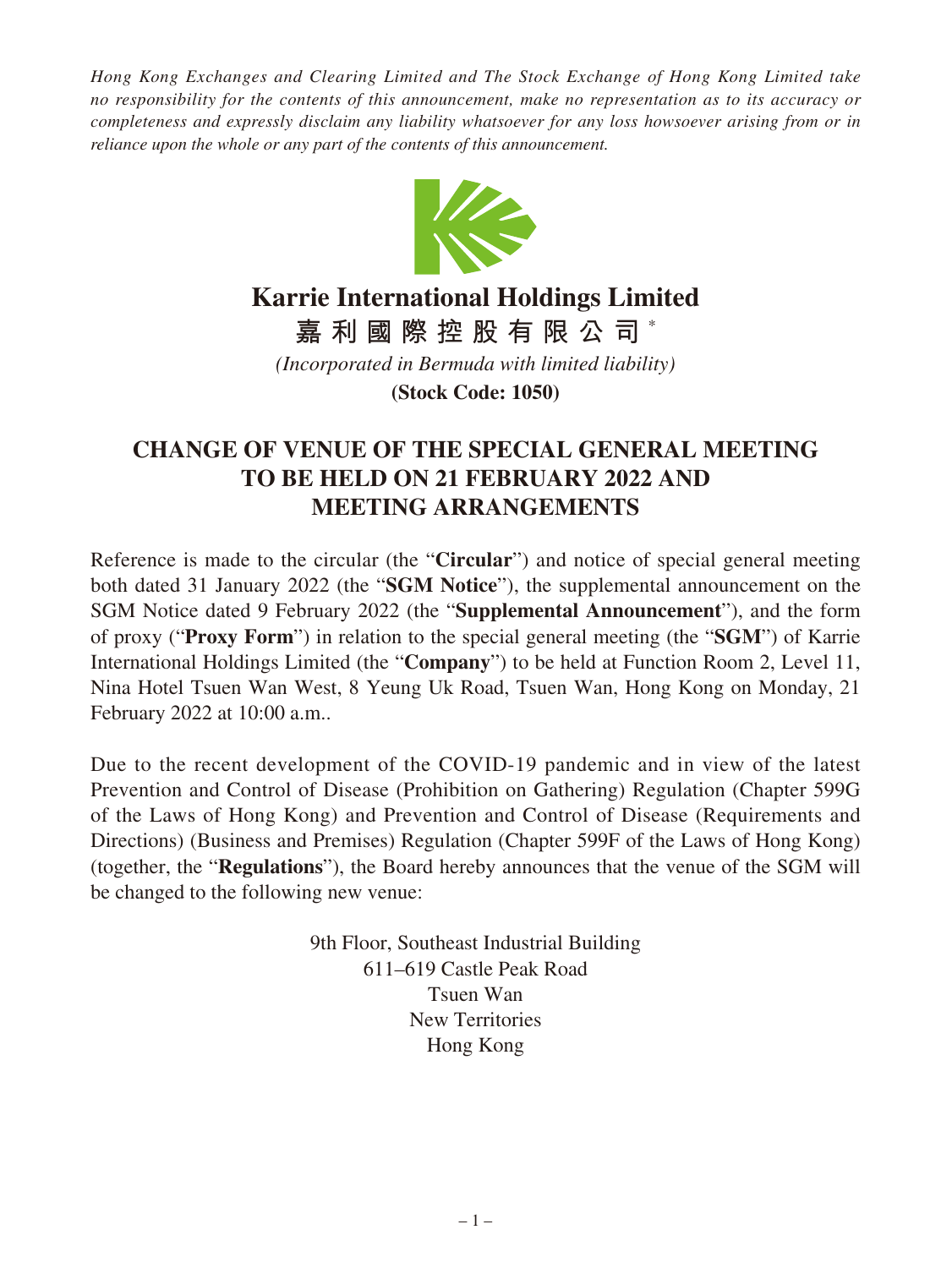*Hong Kong Exchanges and Clearing Limited and The Stock Exchange of Hong Kong Limited take no responsibility for the contents of this announcement, make no representation as to its accuracy or completeness and expressly disclaim any liability whatsoever for any loss howsoever arising from or in reliance upon the whole or any part of the contents of this announcement.*

# Karrie International Holdings Limited

# 嘉利國際控股有限公司*

*(Incorporated in Bermuda with limited liability)*

**(Stock Code: 1050)**

## CHANGE OF VENUE OF THE SPECIAL GENERAL MEETING TO BE HELD ON 21 FEBRUARY 2022 AND MEETING ARRANGEMENTS

Reference is made to the circular (the "**Circular**") and notice of special general meeting both dated 31 January 2022 (the "**SGM Notice**"), the supplemental announcement on the SGM Notice dated 9 February 2022 (the "**Supplemental Announcement**"), and the form of proxy ("**Proxy Form**") in relation to the special general meeting (the "**SGM**") of Karrie International Holdings Limited (the "**Company**") to be held at Function Room 2, Level 11, Nina Hotel Tsuen Wan West, 8 Yeung Uk Road, Tsuen Wan, Hong Kong on Monday, 21 February 2022 at 10:00 a.m..

Due to the recent development of the COVID-19 pandemic and in view of the latest Prevention and Control of Disease (Prohibition on Gathering) Regulation (Chapter 599G of the Laws of Hong Kong) and Prevention and Control of Disease (Requirements and Directions) (Business and Premises) Regulation (Chapter 599F of the Laws of Hong Kong) (together, the "**Regulations**"), the Board hereby announces that the venue of the SGM will be changed to the following new venue:

9th Floor, Southeast Industrial Building
611–619 Castle Peak Road
Tsuen Wan
New Territories
Hong Kong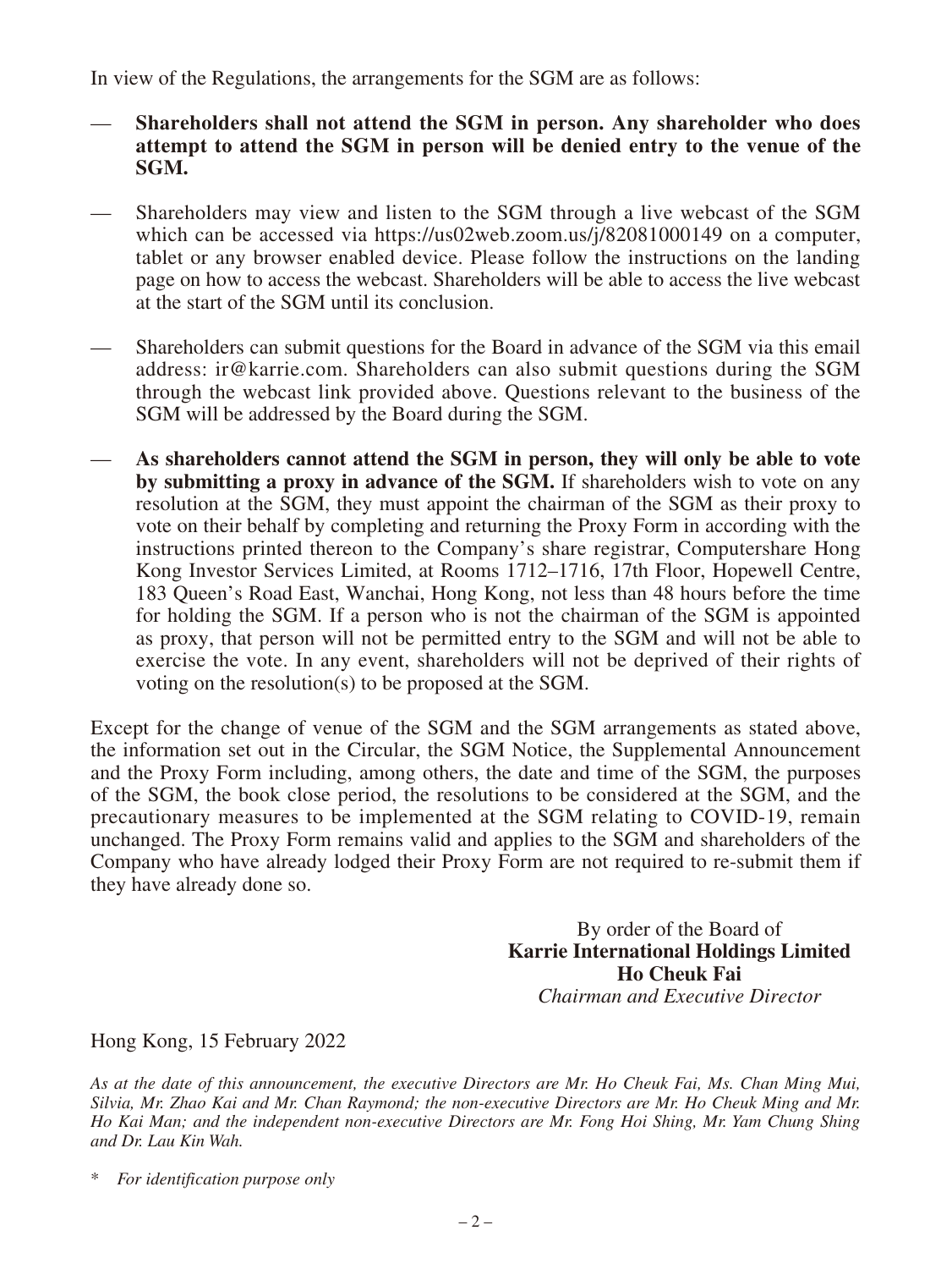In view of the Regulations, the arrangements for the SGM are as follows:

— **Shareholders shall not attend the SGM in person. Any shareholder who does attempt to attend the SGM in person will be denied entry to the venue of the SGM.**

— Shareholders may view and listen to the SGM through a live webcast of the SGM which can be accessed via https://us02web.zoom.us/j/82081000149 on a computer, tablet or any browser enabled device. Please follow the instructions on the landing page on how to access the webcast. Shareholders will be able to access the live webcast at the start of the SGM until its conclusion.

— Shareholders can submit questions for the Board in advance of the SGM via this email address: ir@karrie.com. Shareholders can also submit questions during the SGM through the webcast link provided above. Questions relevant to the business of the SGM will be addressed by the Board during the SGM.

— **As shareholders cannot attend the SGM in person, they will only be able to vote by submitting a proxy in advance of the SGM.** If shareholders wish to vote on any resolution at the SGM, they must appoint the chairman of the SGM as their proxy to vote on their behalf by completing and returning the Proxy Form in according with the instructions printed thereon to the Company's share registrar, Computershare Hong Kong Investor Services Limited, at Rooms 1712–1716, 17th Floor, Hopewell Centre, 183 Queen's Road East, Wanchai, Hong Kong, not less than 48 hours before the time for holding the SGM. If a person who is not the chairman of the SGM is appointed as proxy, that person will not be permitted entry to the SGM and will not be able to exercise the vote. In any event, shareholders will not be deprived of their rights of voting on the resolution(s) to be proposed at the SGM.

Except for the change of venue of the SGM and the SGM arrangements as stated above, the information set out in the Circular, the SGM Notice, the Supplemental Announcement and the Proxy Form including, among others, the date and time of the SGM, the purposes of the SGM, the book close period, the resolutions to be considered at the SGM, and the precautionary measures to be implemented at the SGM relating to COVID-19, remain unchanged. The Proxy Form remains valid and applies to the SGM and shareholders of the Company who have already lodged their Proxy Form are not required to re-submit them if they have already done so.

By order of the Board of
**Karrie International Holdings Limited**
**Ho Cheuk Fai**
*Chairman and Executive Director*

Hong Kong, 15 February 2022

*As at the date of this announcement, the executive Directors are Mr. Ho Cheuk Fai, Ms. Chan Ming Mui, Silvia, Mr. Zhao Kai and Mr. Chan Raymond; the non-executive Directors are Mr. Ho Cheuk Ming and Mr. Ho Kai Man; and the independent non-executive Directors are Mr. Fong Hoi Shing, Mr. Yam Chung Shing and Dr. Lau Kin Wah.*

\* *For identification purpose only*